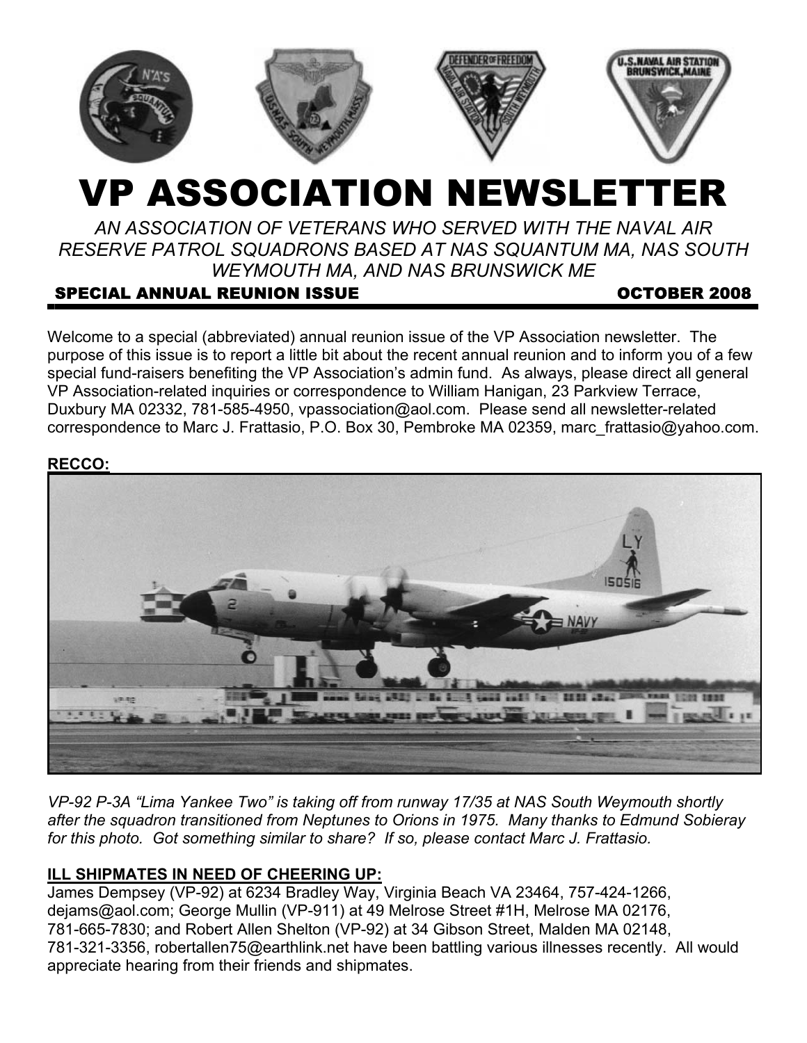# VP ASSOCIATION NEWSLETTER

*AN ASSOCIATION OF VETERANS WHO SERVED WITH THE NAVAL AIR RESERVE PATROL SQUADRONS BASED AT NAS SQUANTUM MA, NAS SOUTH WEYMOUTH MA, AND NAS BRUNSWICK ME*

**SPECIAL ANNUAL REUNION ISSUE** **OCTOBER 2008**

Welcome to a special (abbreviated) annual reunion issue of the VP Association newsletter. The purpose of this issue is to report a little bit about the recent annual reunion and to inform you of a few special fund-raisers benefiting the VP Association's admin fund. As always, please direct all general VP Association-related inquiries or correspondence to William Hanigan, 23 Parkview Terrace, Duxbury MA 02332, 781-585-4950, vpassociation@aol.com. Please send all newsletter-related correspondence to Marc J. Frattasio, P.O. Box 30, Pembroke MA 02359, marc_frattasio@yahoo.com.

**RECCO:**

*VP-92 P-3A "Lima Yankee Two" is taking off from runway 17/35 at NAS South Weymouth shortly after the squadron transitioned from Neptunes to Orions in 1975. Many thanks to Edmund Sobieray for this photo. Got something similar to share? If so, please contact Marc J. Frattasio.*

**ILL SHIPMATES IN NEED OF CHEERING UP:**

James Dempsey (VP-92) at 6234 Bradley Way, Virginia Beach VA 23464, 757-424-1266, dejams@aol.com; George Mullin (VP-911) at 49 Melrose Street #1H, Melrose MA 02176, 781-665-7830; and Robert Allen Shelton (VP-92) at 34 Gibson Street, Malden MA 02148, 781-321-3356, robertallen75@earthlink.net have been battling various illnesses recently. All would appreciate hearing from their friends and shipmates.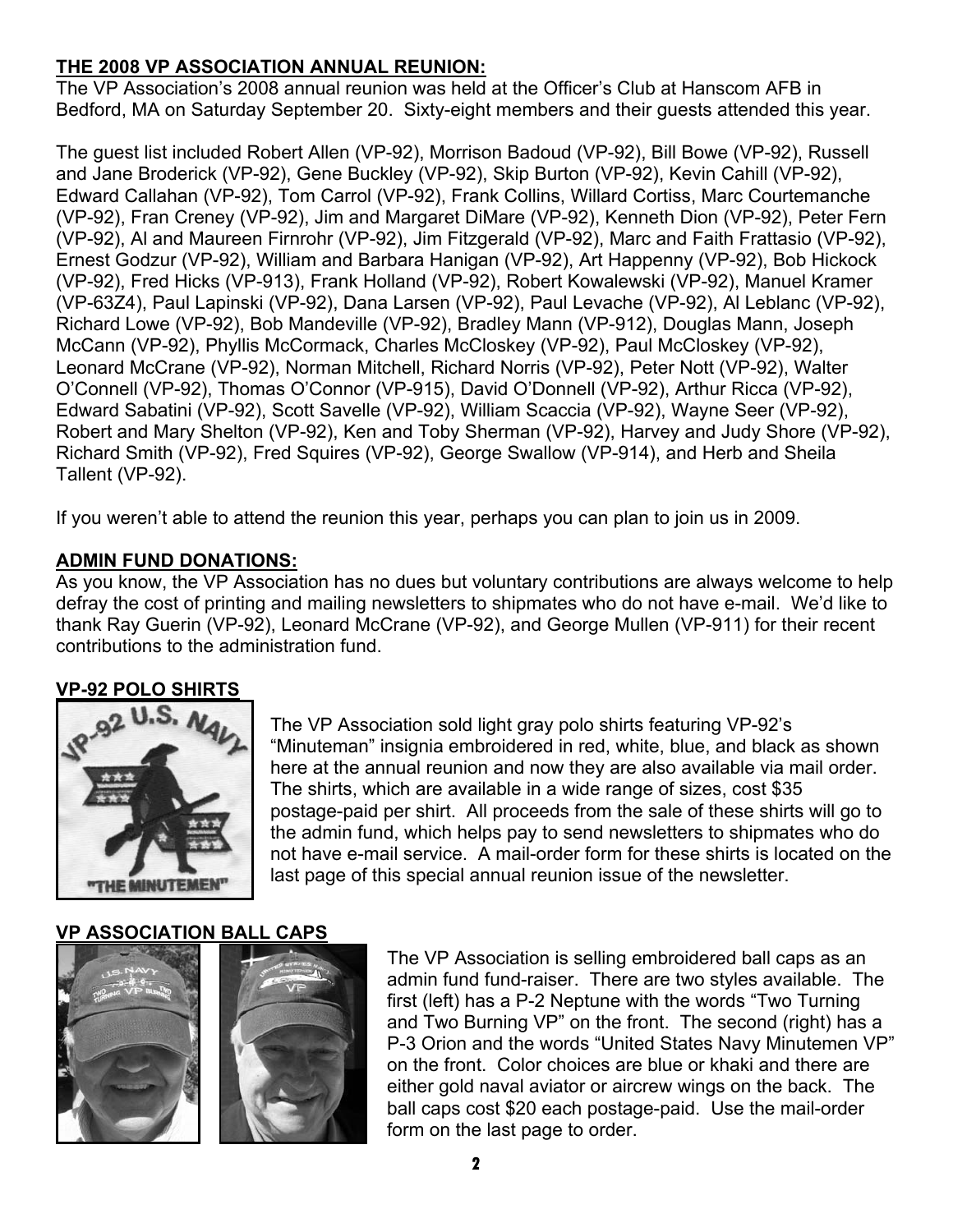**THE 2008 VP ASSOCIATION ANNUAL REUNION:**

The VP Association's 2008 annual reunion was held at the Officer's Club at Hanscom AFB in Bedford, MA on Saturday September 20. Sixty-eight members and their guests attended this year.

The guest list included Robert Allen (VP-92), Morrison Badoud (VP-92), Bill Bowe (VP-92), Russell and Jane Broderick (VP-92), Gene Buckley (VP-92), Skip Burton (VP-92), Kevin Cahill (VP-92), Edward Callahan (VP-92), Tom Carrol (VP-92), Frank Collins, Willard Cortiss, Marc Courtemanche (VP-92), Fran Creney (VP-92), Jim and Margaret DiMare (VP-92), Kenneth Dion (VP-92), Peter Fern (VP-92), Al and Maureen Firnrohr (VP-92), Jim Fitzgerald (VP-92), Marc and Faith Frattasio (VP-92), Ernest Godzur (VP-92), William and Barbara Hanigan (VP-92), Art Happenny (VP-92), Bob Hickock (VP-92), Fred Hicks (VP-913), Frank Holland (VP-92), Robert Kowalewski (VP-92), Manuel Kramer (VP-63Z4), Paul Lapinski (VP-92), Dana Larsen (VP-92), Paul Levache (VP-92), Al Leblanc (VP-92), Richard Lowe (VP-92), Bob Mandeville (VP-92), Bradley Mann (VP-912), Douglas Mann, Joseph McCann (VP-92), Phyllis McCormack, Charles McCloskey (VP-92), Paul McCloskey (VP-92), Leonard McCrane (VP-92), Norman Mitchell, Richard Norris (VP-92), Peter Nott (VP-92), Walter O'Connell (VP-92), Thomas O'Connor (VP-915), David O'Donnell (VP-92), Arthur Ricca (VP-92), Edward Sabatini (VP-92), Scott Savelle (VP-92), William Scaccia (VP-92), Wayne Seer (VP-92), Robert and Mary Shelton (VP-92), Ken and Toby Sherman (VP-92), Harvey and Judy Shore (VP-92), Richard Smith (VP-92), Fred Squires (VP-92), George Swallow (VP-914), and Herb and Sheila Tallent (VP-92).

If you weren't able to attend the reunion this year, perhaps you can plan to join us in 2009.

**ADMIN FUND DONATIONS:**

As you know, the VP Association has no dues but voluntary contributions are always welcome to help defray the cost of printing and mailing newsletters to shipmates who do not have e-mail. We'd like to thank Ray Guerin (VP-92), Leonard McCrane (VP-92), and George Mullen (VP-911) for their recent contributions to the administration fund.

**VP-92 POLO SHIRTS**

The VP Association sold light gray polo shirts featuring VP-92's "Minuteman" insignia embroidered in red, white, blue, and black as shown here at the annual reunion and now they are also available via mail order. The shirts, which are available in a wide range of sizes, cost $35 postage-paid per shirt. All proceeds from the sale of these shirts will go to the admin fund, which helps pay to send newsletters to shipmates who do not have e-mail service. A mail-order form for these shirts is located on the last page of this special annual reunion issue of the newsletter.

**VP ASSOCIATION BALL CAPS**

The VP Association is selling embroidered ball caps as an admin fund fund-raiser. There are two styles available. The first (left) has a P-2 Neptune with the words "Two Turning and Two Burning VP" on the front. The second (right) has a P-3 Orion and the words "United States Navy Minutemen VP" on the front. Color choices are blue or khaki and there are either gold naval aviator or aircrew wings on the back. The ball caps cost $20 each postage-paid. Use the mail-order form on the last page to order.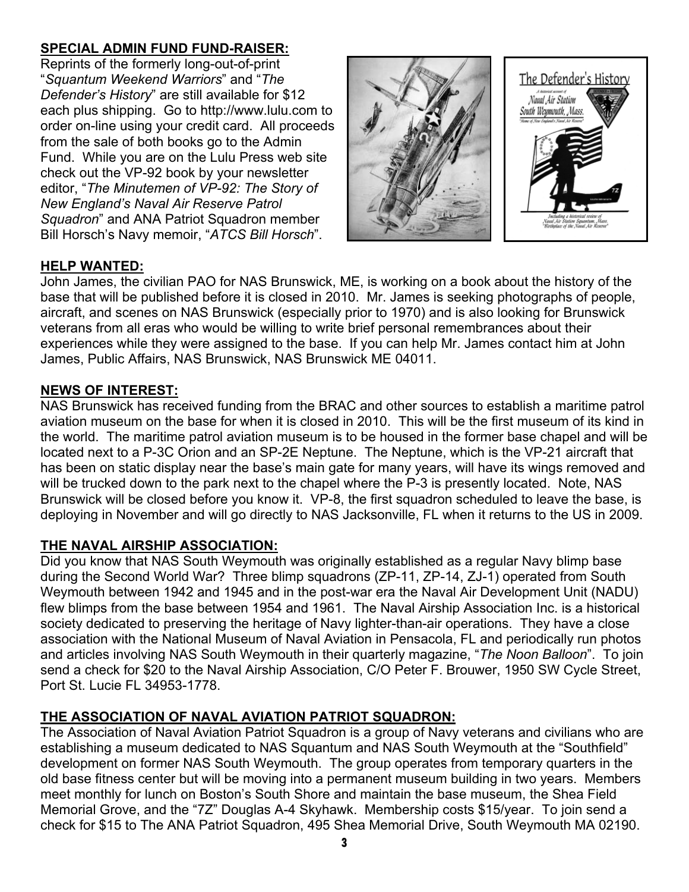**SPECIAL ADMIN FUND FUND-RAISER:**

Reprints of the formerly long-out-of-print "*Squantum Weekend Warriors*" and "*The Defender's History*" are still available for $12 each plus shipping. Go to http://www.lulu.com to order on-line using your credit card. All proceeds from the sale of both books go to the Admin Fund. While you are on the Lulu Press web site check out the VP-92 book by your newsletter editor, "*The Minutemen of VP-92: The Story of New England's Naval Air Reserve Patrol Squadron*" and ANA Patriot Squadron member Bill Horsch's Navy memoir, "*ATCS Bill Horsch*".

**HELP WANTED:**

John James, the civilian PAO for NAS Brunswick, ME, is working on a book about the history of the base that will be published before it is closed in 2010. Mr. James is seeking photographs of people, aircraft, and scenes on NAS Brunswick (especially prior to 1970) and is also looking for Brunswick veterans from all eras who would be willing to write brief personal remembrances about their experiences while they were assigned to the base. If you can help Mr. James contact him at John James, Public Affairs, NAS Brunswick, NAS Brunswick ME 04011.

**NEWS OF INTEREST:**

NAS Brunswick has received funding from the BRAC and other sources to establish a maritime patrol aviation museum on the base for when it is closed in 2010. This will be the first museum of its kind in the world. The maritime patrol aviation museum is to be housed in the former base chapel and will be located next to a P-3C Orion and an SP-2E Neptune. The Neptune, which is the VP-21 aircraft that has been on static display near the base's main gate for many years, will have its wings removed and will be trucked down to the park next to the chapel where the P-3 is presently located. Note, NAS Brunswick will be closed before you know it. VP-8, the first squadron scheduled to leave the base, is deploying in November and will go directly to NAS Jacksonville, FL when it returns to the US in 2009.

**THE NAVAL AIRSHIP ASSOCIATION:**

Did you know that NAS South Weymouth was originally established as a regular Navy blimp base during the Second World War? Three blimp squadrons (ZP-11, ZP-14, ZJ-1) operated from South Weymouth between 1942 and 1945 and in the post-war era the Naval Air Development Unit (NADU) flew blimps from the base between 1954 and 1961. The Naval Airship Association Inc. is a historical society dedicated to preserving the heritage of Navy lighter-than-air operations. They have a close association with the National Museum of Naval Aviation in Pensacola, FL and periodically run photos and articles involving NAS South Weymouth in their quarterly magazine, "*The Noon Balloon*". To join send a check for $20 to the Naval Airship Association, C/O Peter F. Brouwer, 1950 SW Cycle Street, Port St. Lucie FL 34953-1778.

**THE ASSOCIATION OF NAVAL AVIATION PATRIOT SQUADRON:**

The Association of Naval Aviation Patriot Squadron is a group of Navy veterans and civilians who are establishing a museum dedicated to NAS Squantum and NAS South Weymouth at the "Southfield" development on former NAS South Weymouth. The group operates from temporary quarters in the old base fitness center but will be moving into a permanent museum building in two years. Members meet monthly for lunch on Boston's South Shore and maintain the base museum, the Shea Field Memorial Grove, and the "7Z" Douglas A-4 Skyhawk. Membership costs $15/year. To join send a check for $15 to The ANA Patriot Squadron, 495 Shea Memorial Drive, South Weymouth MA 02190.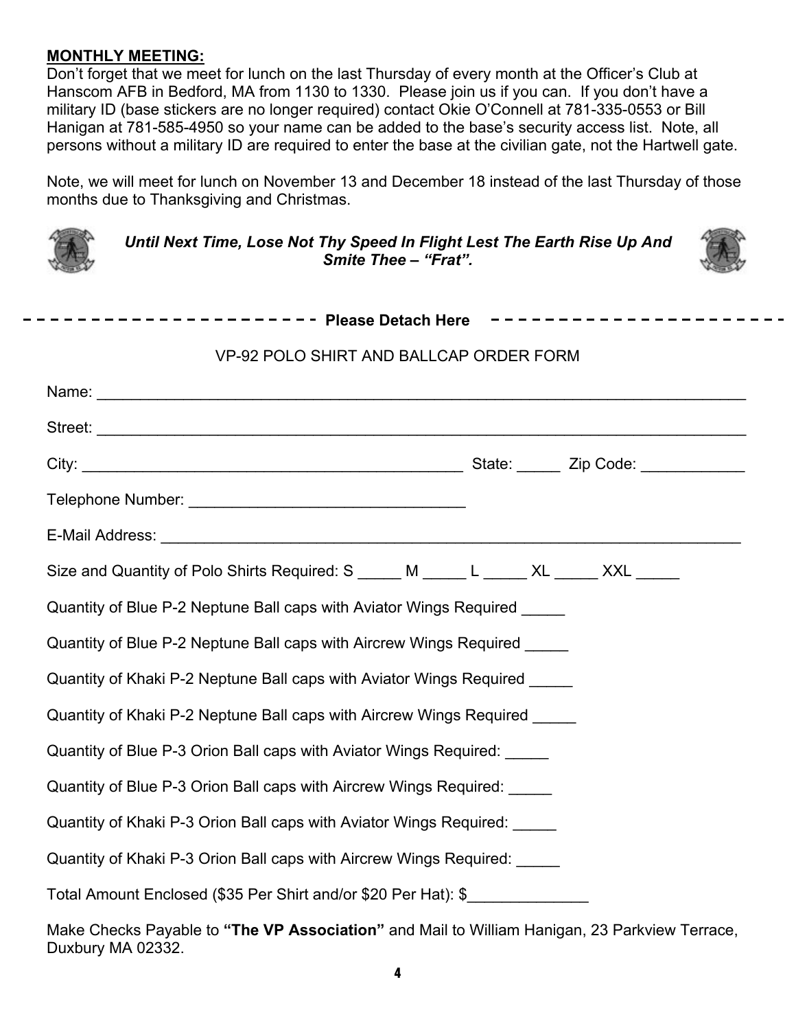**MONTHLY MEETING:**
Don't forget that we meet for lunch on the last Thursday of every month at the Officer's Club at Hanscom AFB in Bedford, MA from 1130 to 1330. Please join us if you can. If you don't have a military ID (base stickers are no longer required) contact Okie O'Connell at 781-335-0553 or Bill Hanigan at 781-585-4950 so your name can be added to the base's security access list. Note, all persons without a military ID are required to enter the base at the civilian gate, not the Hartwell gate.

Note, we will meet for lunch on November 13 and December 18 instead of the last Thursday of those months due to Thanksgiving and Christmas.

***Until Next Time, Lose Not Thy Speed In Flight Lest The Earth Rise Up And Smite Thee – "Frat".***

- - - - - - - - - - - - - - - - - - - - - **Please Detach Here** - - - - - - - - - - - - - - - - - - - - -

VP-92 POLO SHIRT AND BALLCAP ORDER FORM

Name: ______________________________________________________________________

Street: ______________________________________________________________________

City: _____________________________________________ State: _____ Zip Code: ____________

Telephone Number: ________________________________

E-Mail Address: _______________________________________________________________

Size and Quantity of Polo Shirts Required: S _____ M _____ L _____ XL _____ XXL _____

Quantity of Blue P-2 Neptune Ball caps with Aviator Wings Required _____

Quantity of Blue P-2 Neptune Ball caps with Aircrew Wings Required _____

Quantity of Khaki P-2 Neptune Ball caps with Aviator Wings Required _____

Quantity of Khaki P-2 Neptune Ball caps with Aircrew Wings Required _____

Quantity of Blue P-3 Orion Ball caps with Aviator Wings Required: _____

Quantity of Blue P-3 Orion Ball caps with Aircrew Wings Required: _____

Quantity of Khaki P-3 Orion Ball caps with Aviator Wings Required: _____

Quantity of Khaki P-3 Orion Ball caps with Aircrew Wings Required: _____

Total Amount Enclosed ($35 Per Shirt and/or $20 Per Hat): $______________

Make Checks Payable to **"The VP Association"** and Mail to William Hanigan, 23 Parkview Terrace, Duxbury MA 02332.